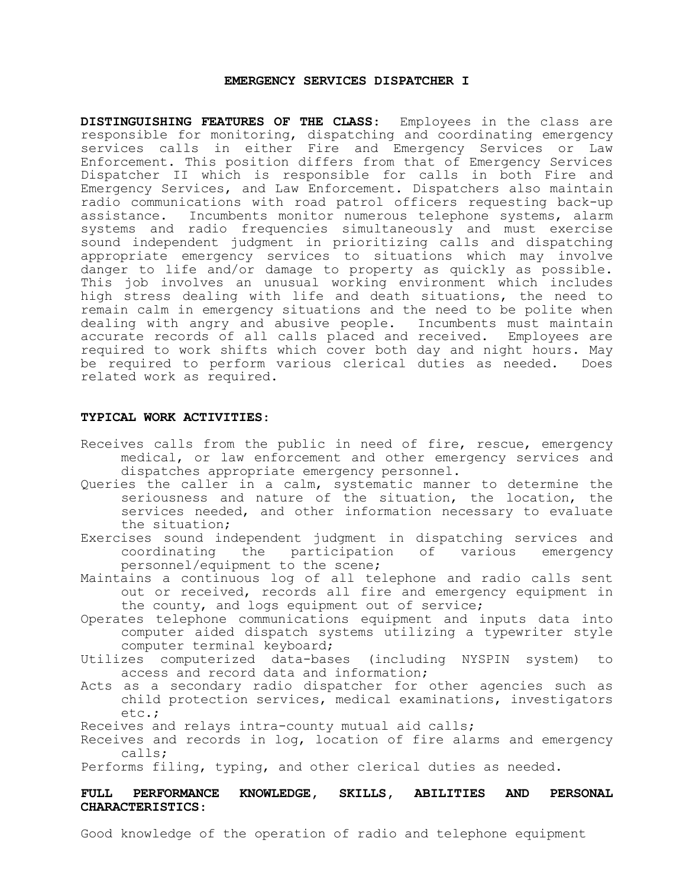# EMERGENCY SERVICES DISPATCHER I

**DISTINGUISHING FEATURES OF THE CLASS:** Employees in the class are responsible for monitoring, dispatching and coordinating emergency services calls in either Fire and Emergency Services or Law Enforcement. This position differs from that of Emergency Services Dispatcher II which is responsible for calls in both Fire and Emergency Services, and Law Enforcement. Dispatchers also maintain radio communications with road patrol officers requesting back-up assistance. Incumbents monitor numerous telephone systems, alarm systems and radio frequencies simultaneously and must exercise sound independent judgment in prioritizing calls and dispatching appropriate emergency services to situations which may involve danger to life and/or damage to property as quickly as possible. This job involves an unusual working environment which includes high stress dealing with life and death situations, the need to remain calm in emergency situations and the need to be polite when dealing with angry and abusive people. Incumbents must maintain accurate records of all calls placed and received. Employees are required to work shifts which cover both day and night hours. May be required to perform various clerical duties as needed. Does related work as required.

**TYPICAL WORK ACTIVITIES:**

- Receives calls from the public in need of fire, rescue, emergency medical, or law enforcement and other emergency services and dispatches appropriate emergency personnel.
- Queries the caller in a calm, systematic manner to determine the seriousness and nature of the situation, the location, the services needed, and other information necessary to evaluate the situation;
- Exercises sound independent judgment in dispatching services and coordinating the participation of various emergency personnel/equipment to the scene;
- Maintains a continuous log of all telephone and radio calls sent out or received, records all fire and emergency equipment in the county, and logs equipment out of service;
- Operates telephone communications equipment and inputs data into computer aided dispatch systems utilizing a typewriter style computer terminal keyboard;
- Utilizes computerized data-bases (including NYSPIN system) to access and record data and information;
- Acts as a secondary radio dispatcher for other agencies such as child protection services, medical examinations, investigators etc.;
- Receives and relays intra-county mutual aid calls;
- Receives and records in log, location of fire alarms and emergency calls;
- Performs filing, typing, and other clerical duties as needed.

**FULL PERFORMANCE KNOWLEDGE, SKILLS, ABILITIES AND PERSONAL CHARACTERISTICS:**

Good knowledge of the operation of radio and telephone equipment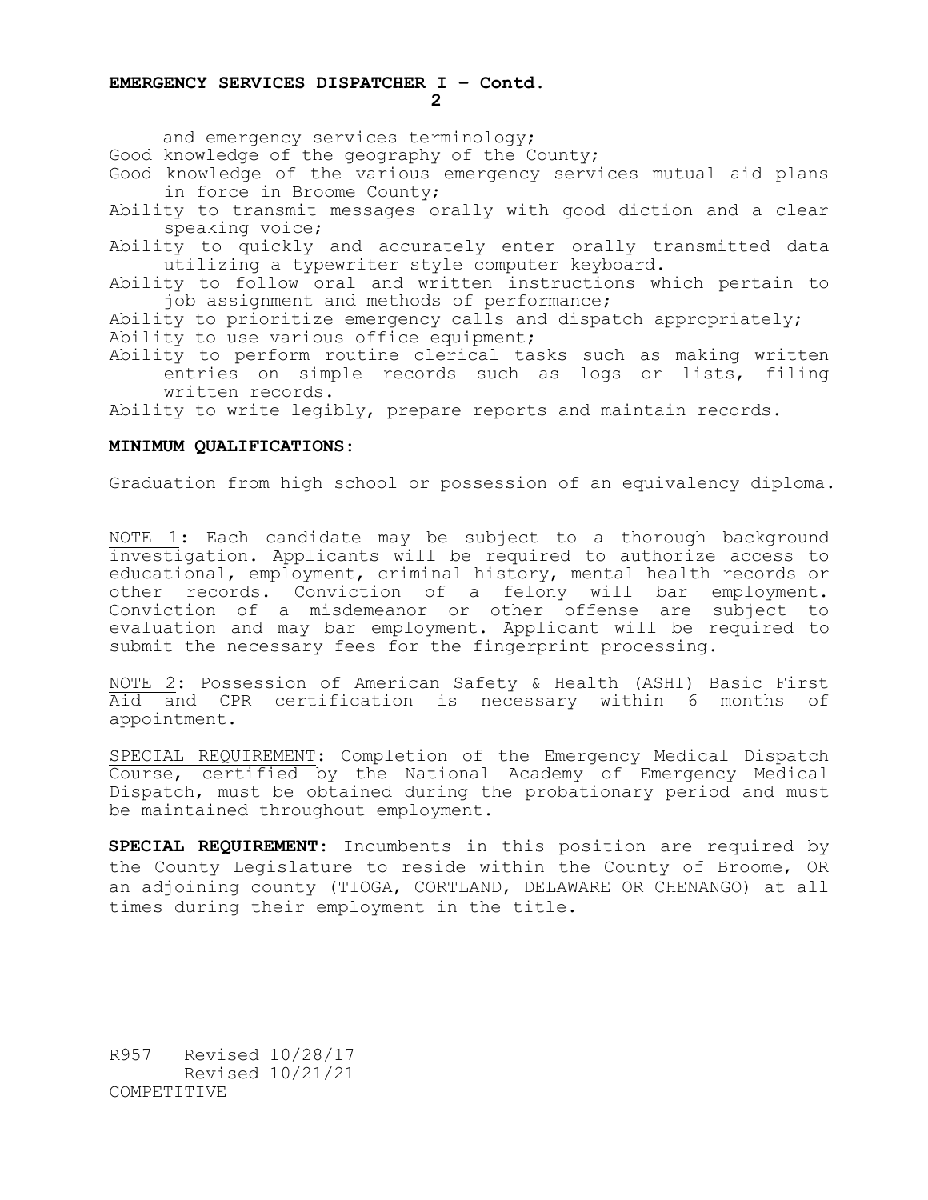and emergency services terminology;
Good knowledge of the geography of the County;
Good knowledge of the various emergency services mutual aid plans in force in Broome County;
Ability to transmit messages orally with good diction and a clear speaking voice;
Ability to quickly and accurately enter orally transmitted data utilizing a typewriter style computer keyboard.
Ability to follow oral and written instructions which pertain to job assignment and methods of performance;
Ability to prioritize emergency calls and dispatch appropriately;
Ability to use various office equipment;
Ability to perform routine clerical tasks such as making written entries on simple records such as logs or lists, filing written records.
Ability to write legibly, prepare reports and maintain records.

**MINIMUM QUALIFICATIONS:**

Graduation from high school or possession of an equivalency diploma.

NOTE 1: Each candidate may be subject to a thorough background investigation. Applicants will be required to authorize access to educational, employment, criminal history, mental health records or other records. Conviction of a felony will bar employment. Conviction of a misdemeanor or other offense are subject to evaluation and may bar employment. Applicant will be required to submit the necessary fees for the fingerprint processing.

NOTE 2: Possession of American Safety & Health (ASHI) Basic First Aid and CPR certification is necessary within 6 months of appointment.

SPECIAL REQUIREMENT: Completion of the Emergency Medical Dispatch Course, certified by the National Academy of Emergency Medical Dispatch, must be obtained during the probationary period and must be maintained throughout employment.

**SPECIAL REQUIREMENT:** Incumbents in this position are required by the County Legislature to reside within the County of Broome, OR an adjoining county (TIOGA, CORTLAND, DELAWARE OR CHENANGO) at all times during their employment in the title.

R957 Revised 10/28/17
Revised 10/21/21
COMPETITIVE